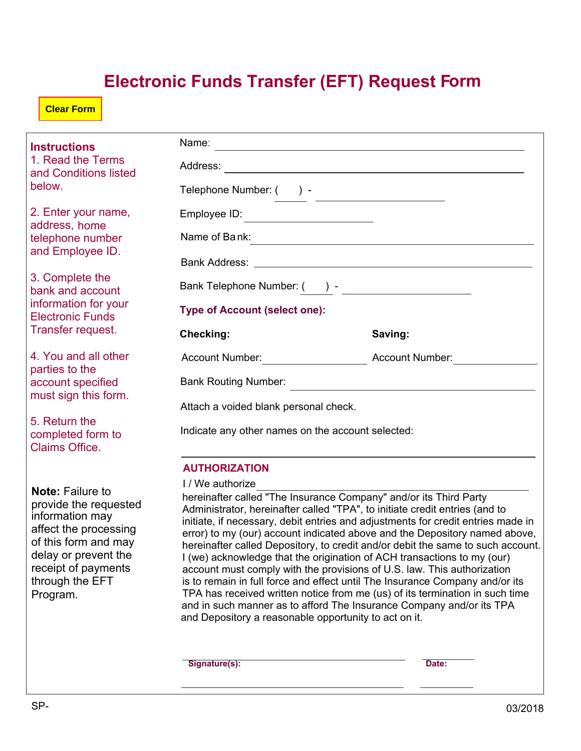# Electronic Funds Transfer (EFT) Request Form

Clear Form

**Instructions**

1. Read the Terms and Conditions listed below.

2. Enter your name, address, home telephone number and Employee ID.

3. Complete the bank and account information for your Electronic Funds Transfer request.

4. You and all other parties to the account specified must sign this form.

5. Return the completed form to Claims Office.

**Note:** Failure to provide the requested information may affect the processing of this form and may delay or prevent the receipt of payments through the EFT Program.

Name: ______________________________

Address: ______________________________

Telephone Number: (    ) - ______________

Employee ID: ______________

Name of Bank: ______________________________

Bank Address: ______________________________

Bank Telephone Number: (    ) - ______________

**Type of Account (select one):**

| **Checking:** | **Saving:** |
|---|---|
| Account Number: ______________ | Account Number: ______________ |

Bank Routing Number: ______________________________

Attach a voided blank personal check.

Indicate any other names on the account selected:

______________________________

**AUTHORIZATION**

I / We authorize ______________________________ hereinafter called "The Insurance Company" and/or its Third Party Administrator, hereinafter called "TPA", to initiate credit entries (and to initiate, if necessary, debit entries and adjustments for credit entries made in error) to my (our) account indicated above and the Depository named above, hereinafter called Depository, to credit and/or debit the same to such account. I (we) acknowledge that the origination of ACH transactions to my (our) account must comply with the provisions of U.S. law. This authorization is to remain in full force and effect until The Insurance Company and/or its TPA has received written notice from me (us) of its termination in such time and in such manner as to afford The Insurance Company and/or its TPA and Depository a reasonable opportunity to act on it.

**Signature(s):** ______________________________ **Date:** ______________

______________________________ ______________

SP-

03/2018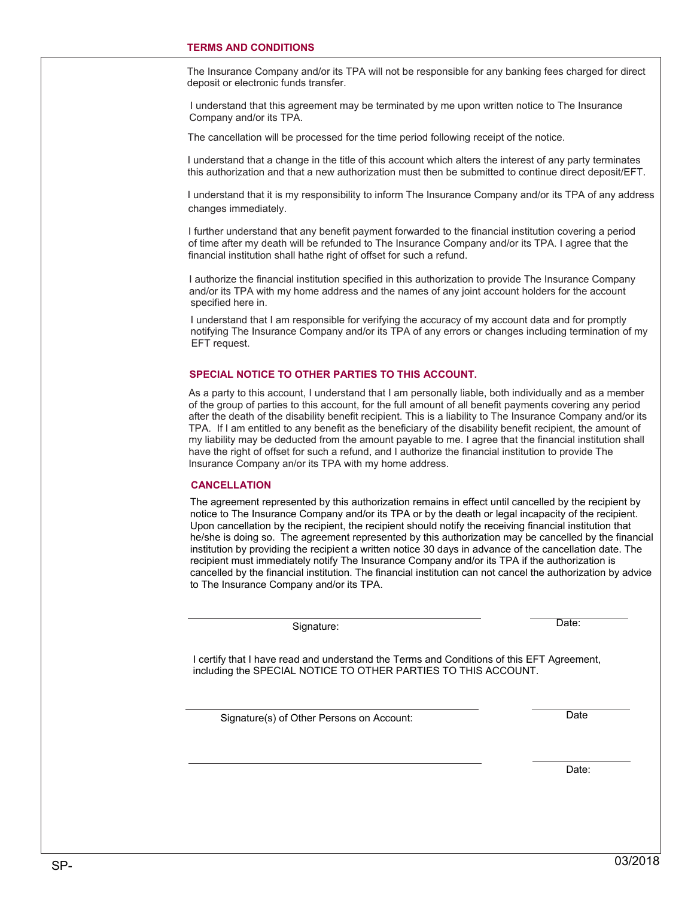## TERMS AND CONDITIONS

The Insurance Company and/or its TPA will not be responsible for any banking fees charged for direct deposit or electronic funds transfer.

I understand that this agreement may be terminated by me upon written notice to The Insurance Company and/or its TPA.

The cancellation will be processed for the time period following receipt of the notice.

I understand that a change in the title of this account which alters the interest of any party terminates this authorization and that a new authorization must then be submitted to continue direct deposit/EFT.

I understand that it is my responsibility to inform The Insurance Company and/or its TPA of any address changes immediately.

I further understand that any benefit payment forwarded to the financial institution covering a period of time after my death will be refunded to The Insurance Company and/or its TPA. I agree that the financial institution shall hathe right of offset for such a refund.

I authorize the financial institution specified in this authorization to provide The Insurance Company and/or its TPA with my home address and the names of any joint account holders for the account specified here in.

I understand that I am responsible for verifying the accuracy of my account data and for promptly notifying The Insurance Company and/or its TPA of any errors or changes including termination of my EFT request.

## SPECIAL NOTICE TO OTHER PARTIES TO THIS ACCOUNT.

As a party to this account, I understand that I am personally liable, both individually and as a member of the group of parties to this account, for the full amount of all benefit payments covering any period after the death of the disability benefit recipient. This is a liability to The Insurance Company and/or its TPA. If I am entitled to any benefit as the beneficiary of the disability benefit recipient, the amount of my liability may be deducted from the amount payable to me. I agree that the financial institution shall have the right of offset for such a refund, and I authorize the financial institution to provide The Insurance Company an/or its TPA with my home address.

## CANCELLATION

The agreement represented by this authorization remains in effect until cancelled by the recipient by notice to The Insurance Company and/or its TPA or by the death or legal incapacity of the recipient. Upon cancellation by the recipient, the recipient should notify the receiving financial institution that he/she is doing so. The agreement represented by this authorization may be cancelled by the financial institution by providing the recipient a written notice 30 days in advance of the cancellation date. The recipient must immediately notify The Insurance Company and/or its TPA if the authorization is cancelled by the financial institution. The financial institution can not cancel the authorization by advice to The Insurance Company and/or its TPA.

Signature: ______________________ Date: __________

I certify that I have read and understand the Terms and Conditions of this EFT Agreement, including the SPECIAL NOTICE TO OTHER PARTIES TO THIS ACCOUNT.

Signature(s) of Other Persons on Account: ______________________ Date __________

______________________ Date: __________

SP- 03/2018